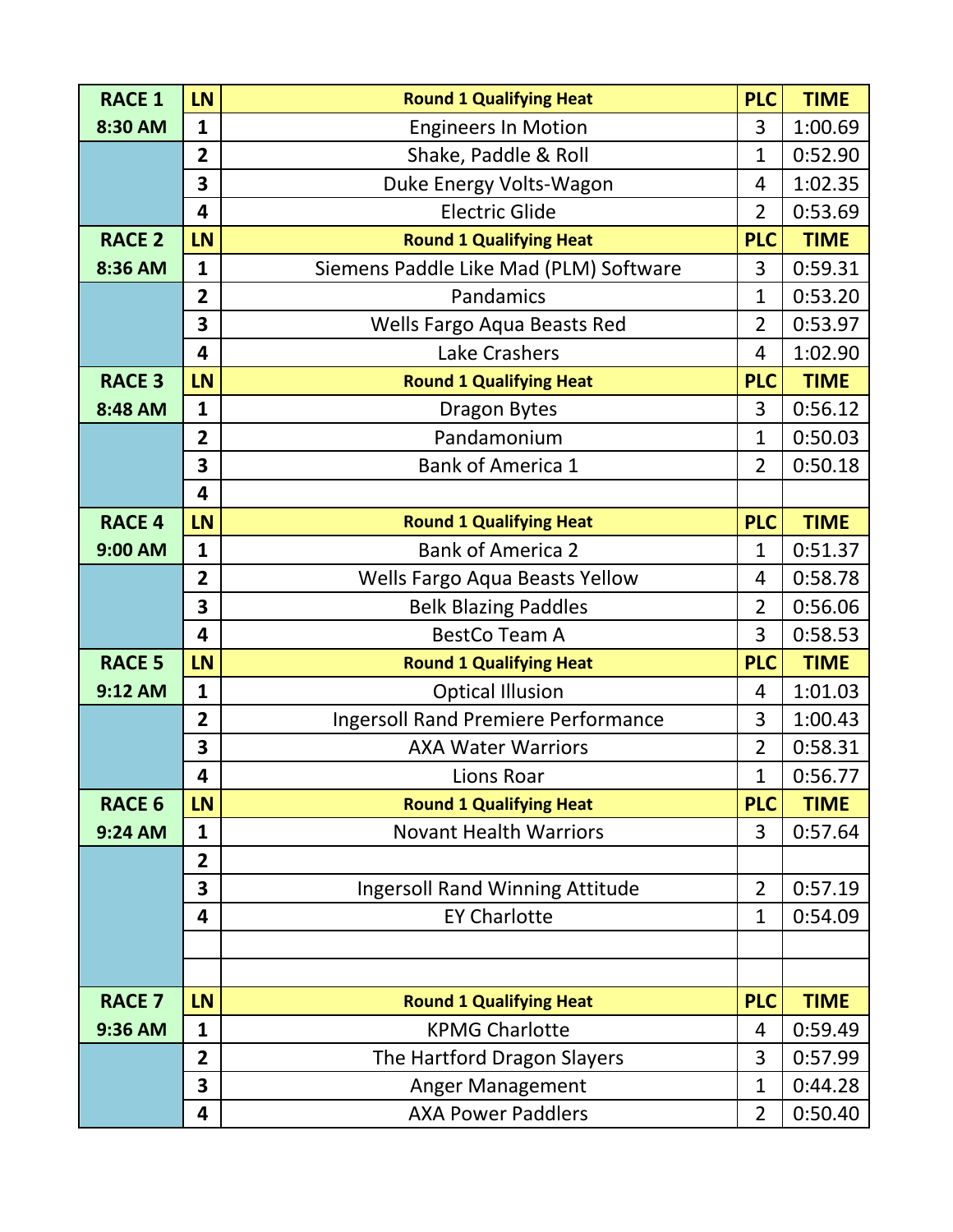| RACE 1 | LN | Round 1 Qualifying Heat | PLC | TIME |
|---|---|---|---|---|
| 8:30 AM | 1 | Engineers In Motion | 3 | 1:00.69 |
| | 2 | Shake, Paddle & Roll | 1 | 0:52.90 |
| | 3 | Duke Energy Volts-Wagon | 4 | 1:02.35 |
| | 4 | Electric Glide | 2 | 0:53.69 |
| **RACE 2** | **LN** | **Round 1 Qualifying Heat** | **PLC** | **TIME** |
| 8:36 AM | 1 | Siemens Paddle Like Mad (PLM) Software | 3 | 0:59.31 |
| | 2 | Pandamics | 1 | 0:53.20 |
| | 3 | Wells Fargo Aqua Beasts Red | 2 | 0:53.97 |
| | 4 | Lake Crashers | 4 | 1:02.90 |
| **RACE 3** | **LN** | **Round 1 Qualifying Heat** | **PLC** | **TIME** |
| 8:48 AM | 1 | Dragon Bytes | 3 | 0:56.12 |
| | 2 | Pandamonium | 1 | 0:50.03 |
| | 3 | Bank of America 1 | 2 | 0:50.18 |
| | 4 | | | |
| **RACE 4** | **LN** | **Round 1 Qualifying Heat** | **PLC** | **TIME** |
| 9:00 AM | 1 | Bank of America 2 | 1 | 0:51.37 |
| | 2 | Wells Fargo Aqua Beasts Yellow | 4 | 0:58.78 |
| | 3 | Belk Blazing Paddles | 2 | 0:56.06 |
| | 4 | BestCo Team A | 3 | 0:58.53 |
| **RACE 5** | **LN** | **Round 1 Qualifying Heat** | **PLC** | **TIME** |
| 9:12 AM | 1 | Optical Illusion | 4 | 1:01.03 |
| | 2 | Ingersoll Rand Premiere Performance | 3 | 1:00.43 |
| | 3 | AXA Water Warriors | 2 | 0:58.31 |
| | 4 | Lions Roar | 1 | 0:56.77 |
| **RACE 6** | **LN** | **Round 1 Qualifying Heat** | **PLC** | **TIME** |
| 9:24 AM | 1 | Novant Health Warriors | 3 | 0:57.64 |
| | 2 | | | |
| | 3 | Ingersoll Rand Winning Attitude | 2 | 0:57.19 |
| | 4 | EY Charlotte | 1 | 0:54.09 |
| | | | | |
| | | | | |
| **RACE 7** | **LN** | **Round 1 Qualifying Heat** | **PLC** | **TIME** |
| 9:36 AM | 1 | KPMG Charlotte | 4 | 0:59.49 |
| | 2 | The Hartford Dragon Slayers | 3 | 0:57.99 |
| | 3 | Anger Management | 1 | 0:44.28 |
| | 4 | AXA Power Paddlers | 2 | 0:50.40 |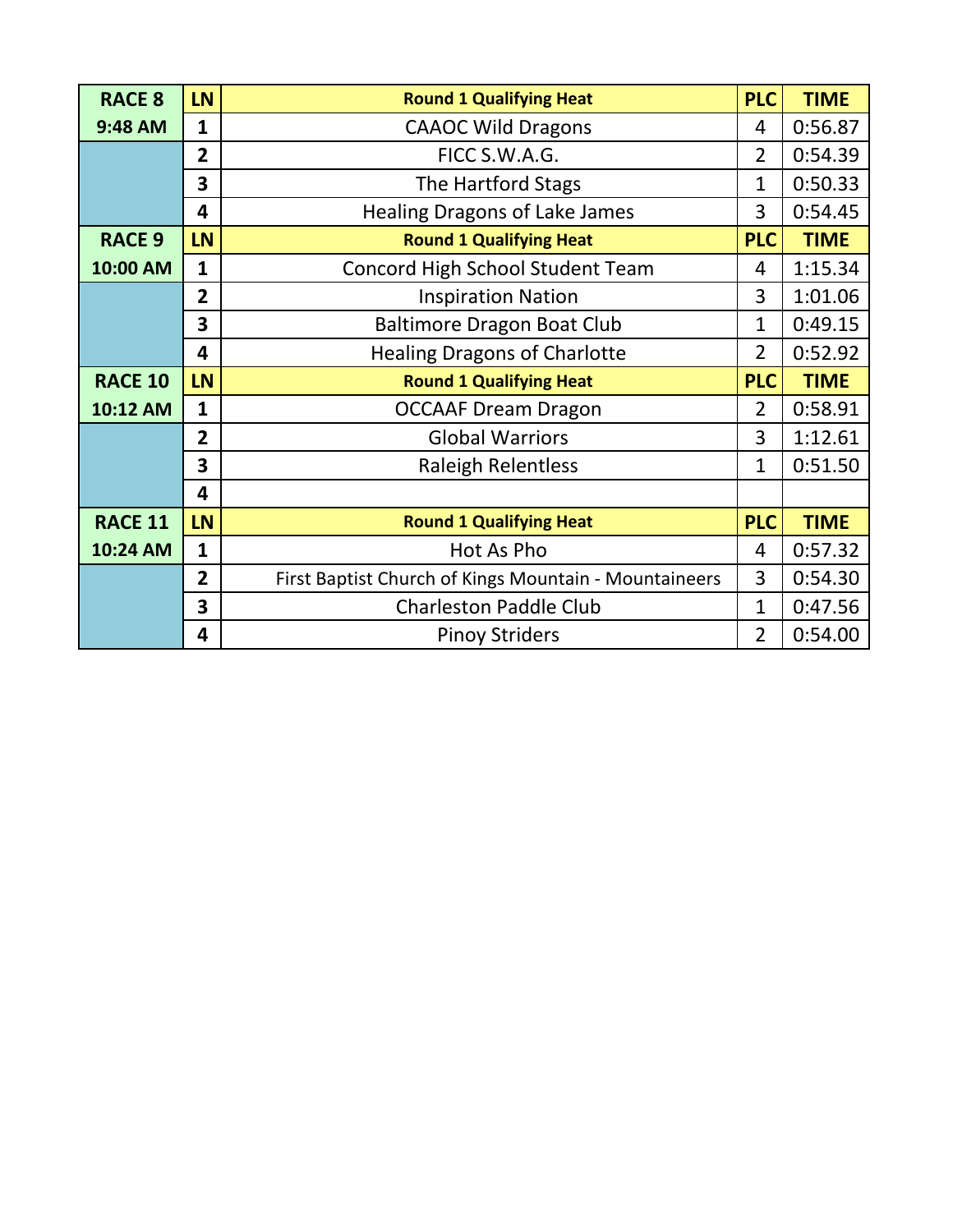| RACE 8 | LN | Round 1 Qualifying Heat | PLC | TIME |
|---|---|---|---|---|
| 9:48 AM | 1 | CAAOC Wild Dragons | 4 | 0:56.87 |
| | 2 | FICC S.W.A.G. | 2 | 0:54.39 |
| | 3 | The Hartford Stags | 1 | 0:50.33 |
| | 4 | Healing Dragons of Lake James | 3 | 0:54.45 |
| **RACE 9** | **LN** | **Round 1 Qualifying Heat** | **PLC** | **TIME** |
| 10:00 AM | 1 | Concord High School Student Team | 4 | 1:15.34 |
| | 2 | Inspiration Nation | 3 | 1:01.06 |
| | 3 | Baltimore Dragon Boat Club | 1 | 0:49.15 |
| | 4 | Healing Dragons of Charlotte | 2 | 0:52.92 |
| **RACE 10** | **LN** | **Round 1 Qualifying Heat** | **PLC** | **TIME** |
| 10:12 AM | 1 | OCCAAF Dream Dragon | 2 | 0:58.91 |
| | 2 | Global Warriors | 3 | 1:12.61 |
| | 3 | Raleigh Relentless | 1 | 0:51.50 |
| | 4 | | | |
| **RACE 11** | **LN** | **Round 1 Qualifying Heat** | **PLC** | **TIME** |
| 10:24 AM | 1 | Hot As Pho | 4 | 0:57.32 |
| | 2 | First Baptist Church of Kings Mountain - Mountaineers | 3 | 0:54.30 |
| | 3 | Charleston Paddle Club | 1 | 0:47.56 |
| | 4 | Pinoy Striders | 2 | 0:54.00 |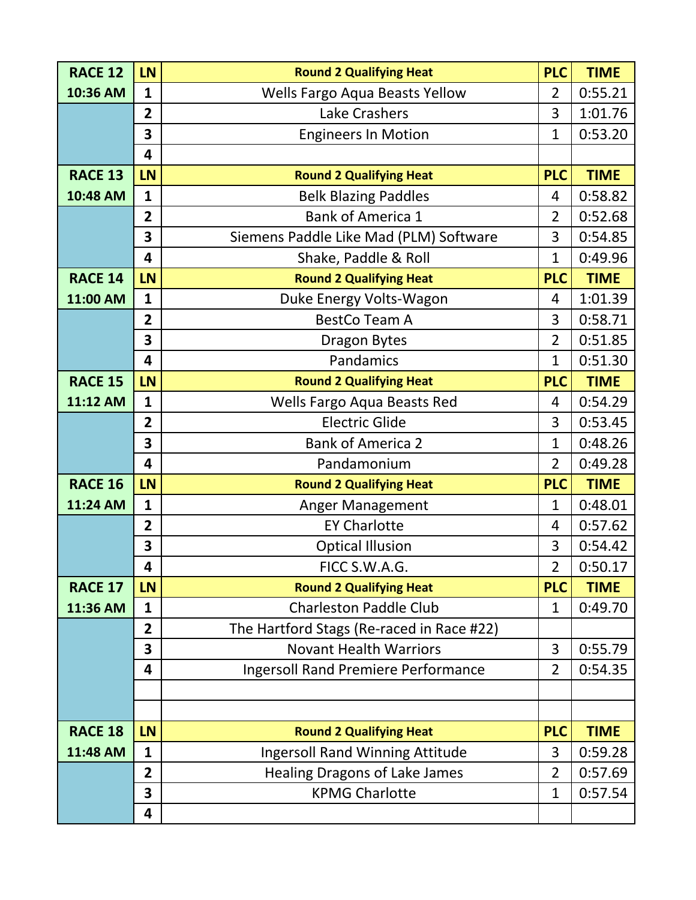| RACE 12 | LN | Round 2 Qualifying Heat | PLC | TIME |
|---|---|---|---|---|
| 10:36 AM | 1 | Wells Fargo Aqua Beasts Yellow | 2 | 0:55.21 |
| | 2 | Lake Crashers | 3 | 1:01.76 |
| | 3 | Engineers In Motion | 1 | 0:53.20 |
| | 4 | | | |
| **RACE 13** | **LN** | **Round 2 Qualifying Heat** | **PLC** | **TIME** |
| 10:48 AM | 1 | Belk Blazing Paddles | 4 | 0:58.82 |
| | 2 | Bank of America 1 | 2 | 0:52.68 |
| | 3 | Siemens Paddle Like Mad (PLM) Software | 3 | 0:54.85 |
| | 4 | Shake, Paddle & Roll | 1 | 0:49.96 |
| **RACE 14** | **LN** | **Round 2 Qualifying Heat** | **PLC** | **TIME** |
| 11:00 AM | 1 | Duke Energy Volts-Wagon | 4 | 1:01.39 |
| | 2 | BestCo Team A | 3 | 0:58.71 |
| | 3 | Dragon Bytes | 2 | 0:51.85 |
| | 4 | Pandamics | 1 | 0:51.30 |
| **RACE 15** | **LN** | **Round 2 Qualifying Heat** | **PLC** | **TIME** |
| 11:12 AM | 1 | Wells Fargo Aqua Beasts Red | 4 | 0:54.29 |
| | 2 | Electric Glide | 3 | 0:53.45 |
| | 3 | Bank of America 2 | 1 | 0:48.26 |
| | 4 | Pandamonium | 2 | 0:49.28 |
| **RACE 16** | **LN** | **Round 2 Qualifying Heat** | **PLC** | **TIME** |
| 11:24 AM | 1 | Anger Management | 1 | 0:48.01 |
| | 2 | EY Charlotte | 4 | 0:57.62 |
| | 3 | Optical Illusion | 3 | 0:54.42 |
| | 4 | FICC S.W.A.G. | 2 | 0:50.17 |
| **RACE 17** | **LN** | **Round 2 Qualifying Heat** | **PLC** | **TIME** |
| 11:36 AM | 1 | Charleston Paddle Club | 1 | 0:49.70 |
| | 2 | The Hartford Stags (Re-raced in Race #22) | | |
| | 3 | Novant Health Warriors | 3 | 0:55.79 |
| | 4 | Ingersoll Rand Premiere Performance | 2 | 0:54.35 |
| | | | | |
| | | | | |
| **RACE 18** | **LN** | **Round 2 Qualifying Heat** | **PLC** | **TIME** |
| 11:48 AM | 1 | Ingersoll Rand Winning Attitude | 3 | 0:59.28 |
| | 2 | Healing Dragons of Lake James | 2 | 0:57.69 |
| | 3 | KPMG Charlotte | 1 | 0:57.54 |
| | 4 | | | |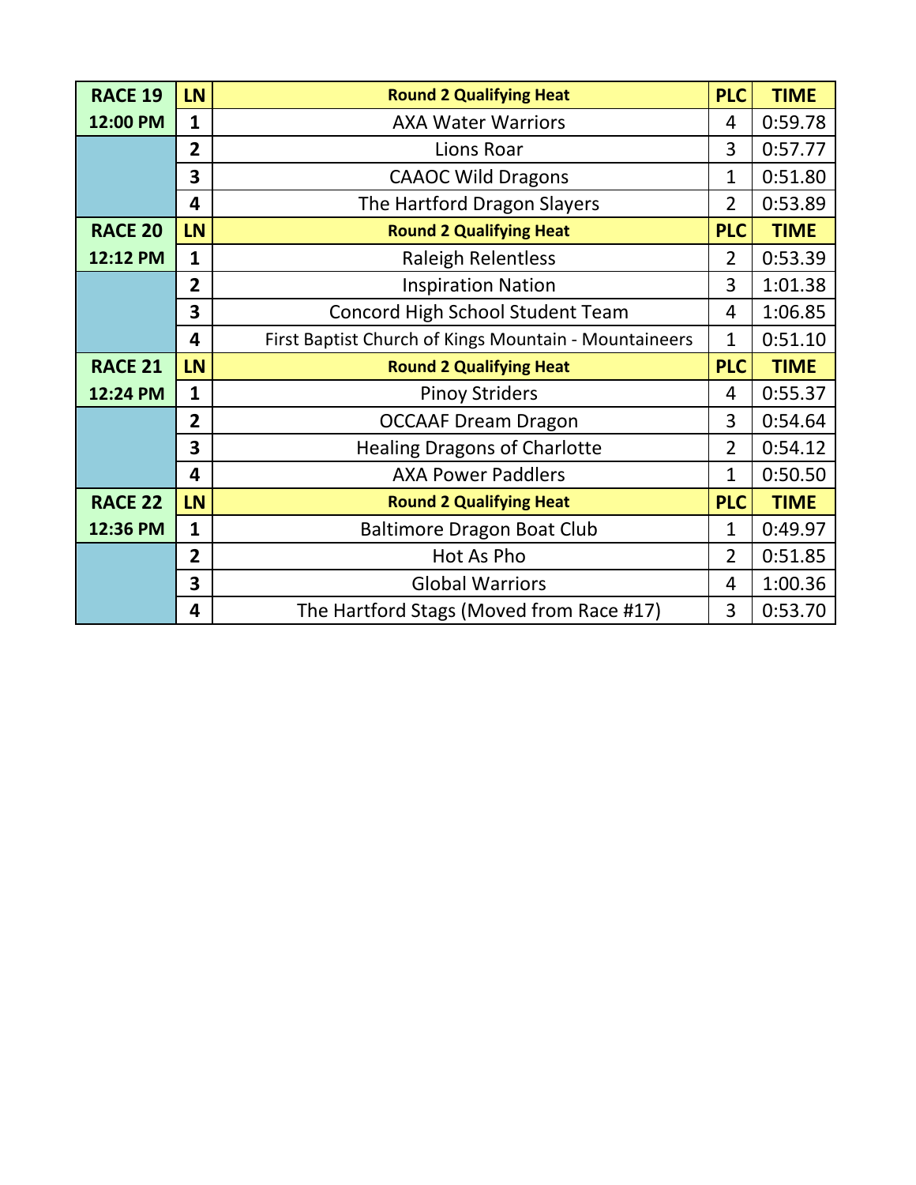| RACE 19 | LN | Round 2 Qualifying Heat | PLC | TIME |
|---|---|---|---|---|
| 12:00 PM | 1 | AXA Water Warriors | 4 | 0:59.78 |
| | 2 | Lions Roar | 3 | 0:57.77 |
| | 3 | CAAOC Wild Dragons | 1 | 0:51.80 |
| | 4 | The Hartford Dragon Slayers | 2 | 0:53.89 |
| **RACE 20** | **LN** | **Round 2 Qualifying Heat** | **PLC** | **TIME** |
| 12:12 PM | 1 | Raleigh Relentless | 2 | 0:53.39 |
| | 2 | Inspiration Nation | 3 | 1:01.38 |
| | 3 | Concord High School Student Team | 4 | 1:06.85 |
| | 4 | First Baptist Church of Kings Mountain - Mountaineers | 1 | 0:51.10 |
| **RACE 21** | **LN** | **Round 2 Qualifying Heat** | **PLC** | **TIME** |
| 12:24 PM | 1 | Pinoy Striders | 4 | 0:55.37 |
| | 2 | OCCAAF Dream Dragon | 3 | 0:54.64 |
| | 3 | Healing Dragons of Charlotte | 2 | 0:54.12 |
| | 4 | AXA Power Paddlers | 1 | 0:50.50 |
| **RACE 22** | **LN** | **Round 2 Qualifying Heat** | **PLC** | **TIME** |
| 12:36 PM | 1 | Baltimore Dragon Boat Club | 1 | 0:49.97 |
| | 2 | Hot As Pho | 2 | 0:51.85 |
| | 3 | Global Warriors | 4 | 1:00.36 |
| | 4 | The Hartford Stags (Moved from Race #17) | 3 | 0:53.70 |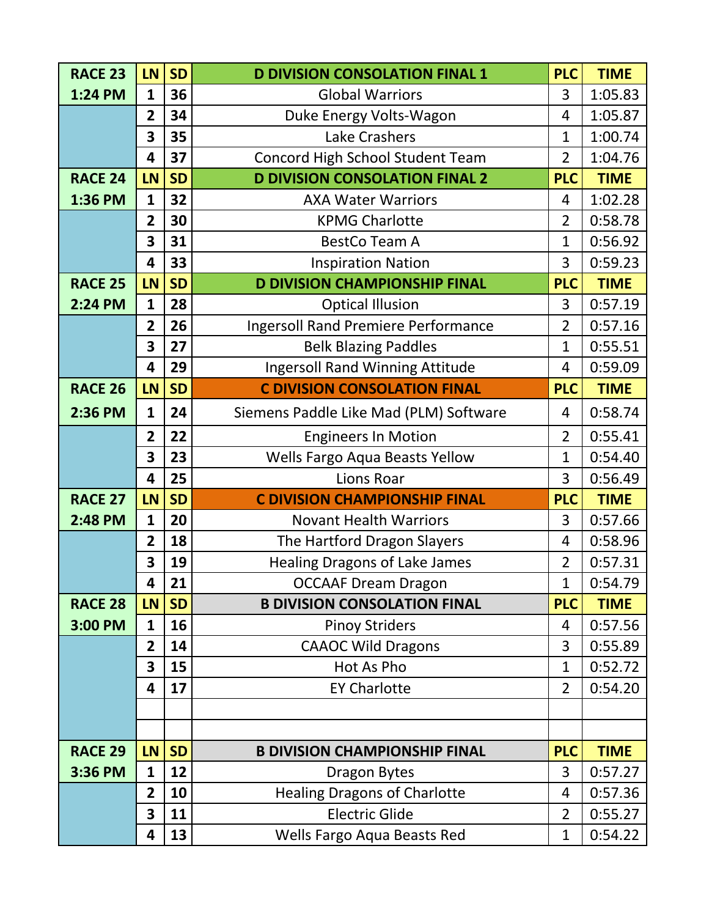| RACE 23 | LN | SD | D DIVISION CONSOLATION FINAL 1 | PLC | TIME |
|---|---|---|---|---|---|
| 1:24 PM | 1 | 36 | Global Warriors | 3 | 1:05.83 |
| | 2 | 34 | Duke Energy Volts-Wagon | 4 | 1:05.87 |
| | 3 | 35 | Lake Crashers | 1 | 1:00.74 |
| | 4 | 37 | Concord High School Student Team | 2 | 1:04.76 |
| **RACE 24** | **LN** | **SD** | **D DIVISION CONSOLATION FINAL 2** | **PLC** | **TIME** |
| 1:36 PM | 1 | 32 | AXA Water Warriors | 4 | 1:02.28 |
| | 2 | 30 | KPMG Charlotte | 2 | 0:58.78 |
| | 3 | 31 | BestCo Team A | 1 | 0:56.92 |
| | 4 | 33 | Inspiration Nation | 3 | 0:59.23 |
| **RACE 25** | **LN** | **SD** | **D DIVISION CHAMPIONSHIP FINAL** | **PLC** | **TIME** |
| 2:24 PM | 1 | 28 | Optical Illusion | 3 | 0:57.19 |
| | 2 | 26 | Ingersoll Rand Premiere Performance | 2 | 0:57.16 |
| | 3 | 27 | Belk Blazing Paddles | 1 | 0:55.51 |
| | 4 | 29 | Ingersoll Rand Winning Attitude | 4 | 0:59.09 |
| **RACE 26** | **LN** | **SD** | **C DIVISION CONSOLATION FINAL** | **PLC** | **TIME** |
| 2:36 PM | 1 | 24 | Siemens Paddle Like Mad (PLM) Software | 4 | 0:58.74 |
| | 2 | 22 | Engineers In Motion | 2 | 0:55.41 |
| | 3 | 23 | Wells Fargo Aqua Beasts Yellow | 1 | 0:54.40 |
| | 4 | 25 | Lions Roar | 3 | 0:56.49 |
| **RACE 27** | **LN** | **SD** | **C DIVISION CHAMPIONSHIP FINAL** | **PLC** | **TIME** |
| 2:48 PM | 1 | 20 | Novant Health Warriors | 3 | 0:57.66 |
| | 2 | 18 | The Hartford Dragon Slayers | 4 | 0:58.96 |
| | 3 | 19 | Healing Dragons of Lake James | 2 | 0:57.31 |
| | 4 | 21 | OCCAAF Dream Dragon | 1 | 0:54.79 |
| **RACE 28** | **LN** | **SD** | **B DIVISION CONSOLATION FINAL** | **PLC** | **TIME** |
| 3:00 PM | 1 | 16 | Pinoy Striders | 4 | 0:57.56 |
| | 2 | 14 | CAAOC Wild Dragons | 3 | 0:55.89 |
| | 3 | 15 | Hot As Pho | 1 | 0:52.72 |
| | 4 | 17 | EY Charlotte | 2 | 0:54.20 |
| | | | | | |
| | | | | | |
| **RACE 29** | **LN** | **SD** | **B DIVISION CHAMPIONSHIP FINAL** | **PLC** | **TIME** |
| 3:36 PM | 1 | 12 | Dragon Bytes | 3 | 0:57.27 |
| | 2 | 10 | Healing Dragons of Charlotte | 4 | 0:57.36 |
| | 3 | 11 | Electric Glide | 2 | 0:55.27 |
| | 4 | 13 | Wells Fargo Aqua Beasts Red | 1 | 0:54.22 |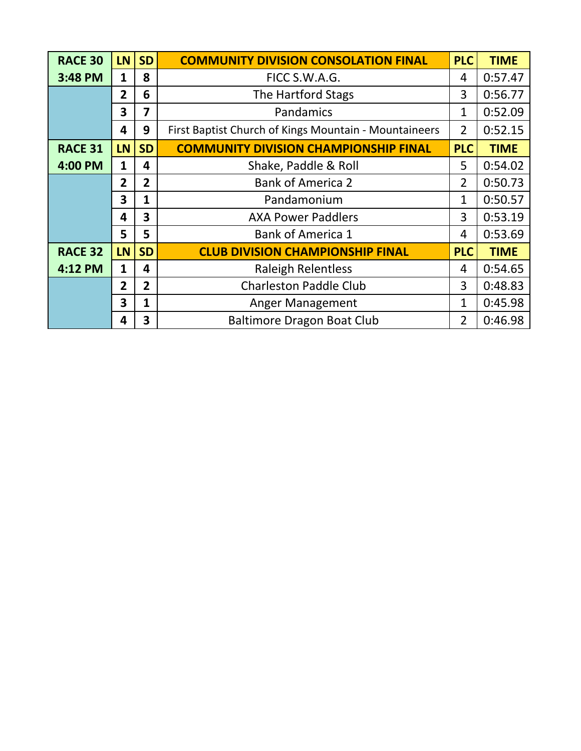| RACE 30 | LN | SD | COMMUNITY DIVISION CONSOLATION FINAL | PLC | TIME |
|---|---|---|---|---|---|
| 3:48 PM | 1 | 8 | FICC S.W.A.G. | 4 | 0:57.47 |
| | 2 | 6 | The Hartford Stags | 3 | 0:56.77 |
| | 3 | 7 | Pandamics | 1 | 0:52.09 |
| | 4 | 9 | First Baptist Church of Kings Mountain - Mountaineers | 2 | 0:52.15 |
| **RACE 31** | **LN** | **SD** | **COMMUNITY DIVISION CHAMPIONSHIP FINAL** | **PLC** | **TIME** |
| 4:00 PM | 1 | 4 | Shake, Paddle & Roll | 5 | 0:54.02 |
| | 2 | 2 | Bank of America 2 | 2 | 0:50.73 |
| | 3 | 1 | Pandamonium | 1 | 0:50.57 |
| | 4 | 3 | AXA Power Paddlers | 3 | 0:53.19 |
| | 5 | 5 | Bank of America 1 | 4 | 0:53.69 |
| **RACE 32** | **LN** | **SD** | **CLUB DIVISION CHAMPIONSHIP FINAL** | **PLC** | **TIME** |
| 4:12 PM | 1 | 4 | Raleigh Relentless | 4 | 0:54.65 |
| | 2 | 2 | Charleston Paddle Club | 3 | 0:48.83 |
| | 3 | 1 | Anger Management | 1 | 0:45.98 |
| | 4 | 3 | Baltimore Dragon Boat Club | 2 | 0:46.98 |